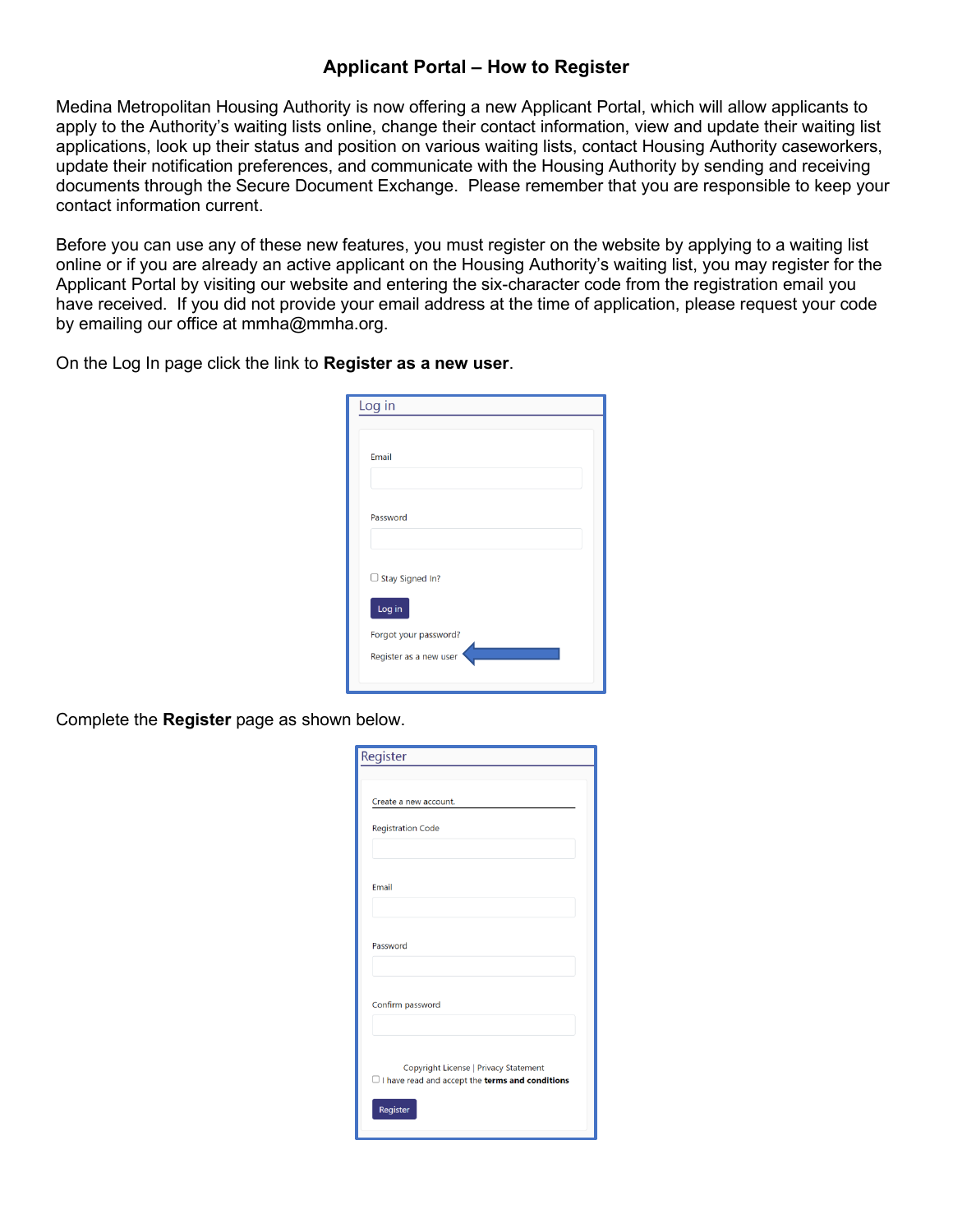# Applicant Portal – How to Register

Medina Metropolitan Housing Authority is now offering a new Applicant Portal, which will allow applicants to apply to the Authority's waiting lists online, change their contact information, view and update their waiting list applications, look up their status and position on various waiting lists, contact Housing Authority caseworkers, update their notification preferences, and communicate with the Housing Authority by sending and receiving documents through the Secure Document Exchange. Please remember that you are responsible to keep your contact information current.

Before you can use any of these new features, you must register on the website by applying to a waiting list online or if you are already an active applicant on the Housing Authority's waiting list, you may register for the Applicant Portal by visiting our website and entering the six-character code from the registration email you have received. If you did not provide your email address at the time of application, please request your code by emailing our office at mmha@mmha.org.

On the Log In page click the link to **Register as a new user**.

Log in

Email

Password

Stay Signed In?

Log in

Forgot your password?

Register as a new user

Complete the **Register** page as shown below.

Register

Create a new account.

Registration Code

Email

Password

Confirm password

Copyright License | Privacy Statement

I have read and accept the **terms and conditions**

Register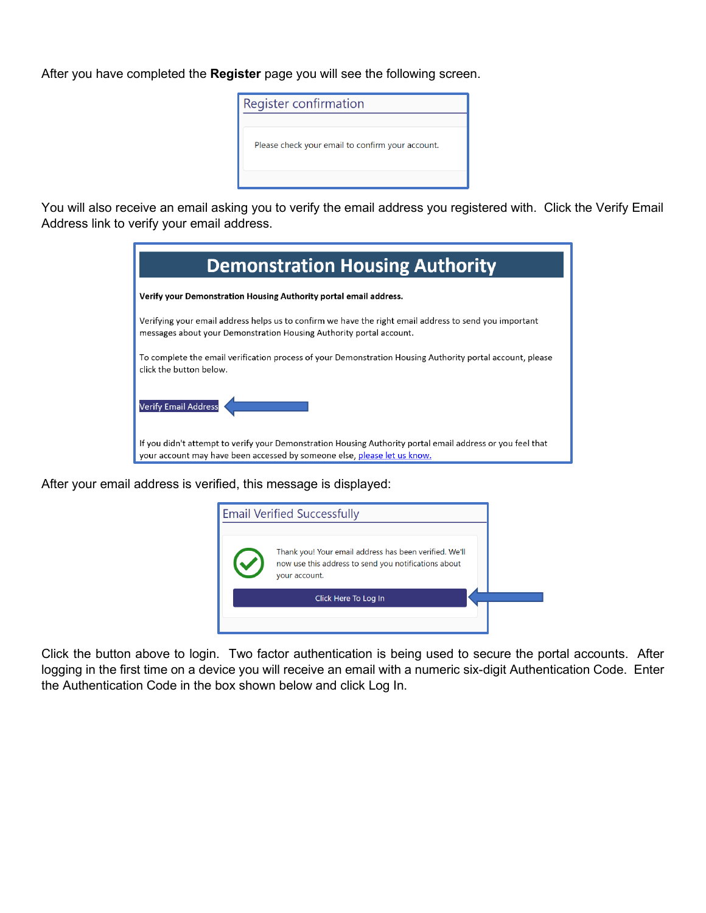After you have completed the **Register** page you will see the following screen.

Register confirmation

Please check your email to confirm your account.

You will also receive an email asking you to verify the email address you registered with. Click the Verify Email Address link to verify your email address.

Demonstration Housing Authority

**Verify your Demonstration Housing Authority portal email address.**

Verifying your email address helps us to confirm we have the right email address to send you important messages about your Demonstration Housing Authority portal account.

To complete the email verification process of your Demonstration Housing Authority portal account, please click the button below.

Verify Email Address

If you didn't attempt to verify your Demonstration Housing Authority portal email address or you feel that your account may have been accessed by someone else, please let us know.

After your email address is verified, this message is displayed:

Email Verified Successfully

Thank you! Your email address has been verified. We'll now use this address to send you notifications about your account.

Click Here To Log In

Click the button above to login. Two factor authentication is being used to secure the portal accounts. After logging in the first time on a device you will receive an email with a numeric six-digit Authentication Code. Enter the Authentication Code in the box shown below and click Log In.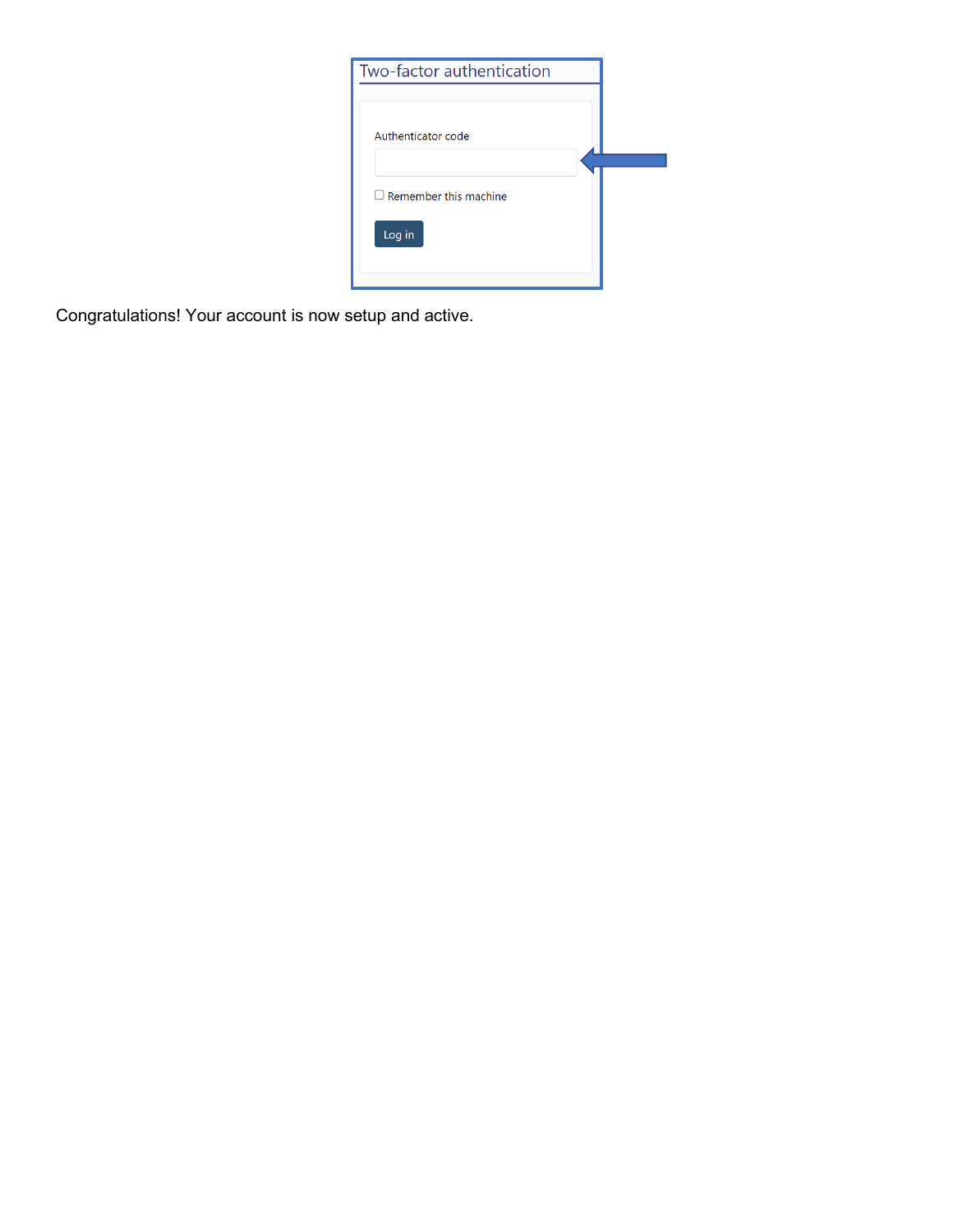Two-factor authentication

Authenticator code

Remember this machine

Log in

Congratulations! Your account is now setup and active.